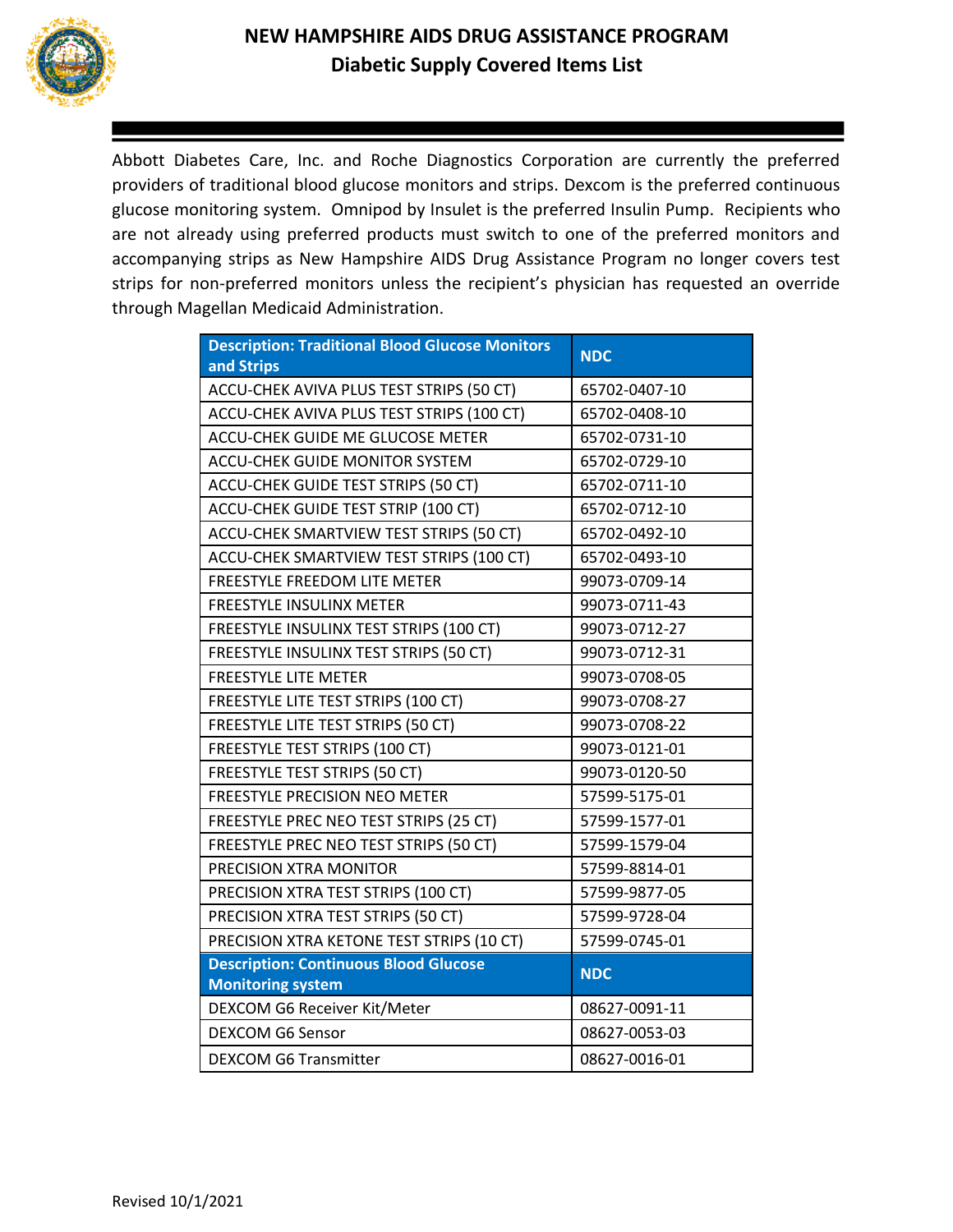# NEW HAMPSHIRE AIDS DRUG ASSISTANCE PROGRAM

## Diabetic Supply Covered Items List

Abbott Diabetes Care, Inc. and Roche Diagnostics Corporation are currently the preferred providers of traditional blood glucose monitors and strips. Dexcom is the preferred continuous glucose monitoring system. Omnipod by Insulet is the preferred Insulin Pump. Recipients who are not already using preferred products must switch to one of the preferred monitors and accompanying strips as New Hampshire AIDS Drug Assistance Program no longer covers test strips for non-preferred monitors unless the recipient's physician has requested an override through Magellan Medicaid Administration.

| Description: Traditional Blood Glucose Monitors and Strips | NDC |
|---|---|
| ACCU-CHEK AVIVA PLUS TEST STRIPS (50 CT) | 65702-0407-10 |
| ACCU-CHEK AVIVA PLUS TEST STRIPS (100 CT) | 65702-0408-10 |
| ACCU-CHEK GUIDE ME GLUCOSE METER | 65702-0731-10 |
| ACCU-CHEK GUIDE MONITOR SYSTEM | 65702-0729-10 |
| ACCU-CHEK GUIDE TEST STRIPS (50 CT) | 65702-0711-10 |
| ACCU-CHEK GUIDE TEST STRIP (100 CT) | 65702-0712-10 |
| ACCU-CHEK SMARTVIEW TEST STRIPS (50 CT) | 65702-0492-10 |
| ACCU-CHEK SMARTVIEW TEST STRIPS (100 CT) | 65702-0493-10 |
| FREESTYLE FREEDOM LITE METER | 99073-0709-14 |
| FREESTYLE INSULINX METER | 99073-0711-43 |
| FREESTYLE INSULINX TEST STRIPS (100 CT) | 99073-0712-27 |
| FREESTYLE INSULINX TEST STRIPS (50 CT) | 99073-0712-31 |
| FREESTYLE LITE METER | 99073-0708-05 |
| FREESTYLE LITE TEST STRIPS (100 CT) | 99073-0708-27 |
| FREESTYLE LITE TEST STRIPS (50 CT) | 99073-0708-22 |
| FREESTYLE TEST STRIPS (100 CT) | 99073-0121-01 |
| FREESTYLE TEST STRIPS (50 CT) | 99073-0120-50 |
| FREESTYLE PRECISION NEO METER | 57599-5175-01 |
| FREESTYLE PREC NEO TEST STRIPS (25 CT) | 57599-1577-01 |
| FREESTYLE PREC NEO TEST STRIPS (50 CT) | 57599-1579-04 |
| PRECISION XTRA MONITOR | 57599-8814-01 |
| PRECISION XTRA TEST STRIPS (100 CT) | 57599-9877-05 |
| PRECISION XTRA TEST STRIPS (50 CT) | 57599-9728-04 |
| PRECISION XTRA KETONE TEST STRIPS (10 CT) | 57599-0745-01 |
| **Description: Continuous Blood Glucose Monitoring system** | **NDC** |
| DEXCOM G6 Receiver Kit/Meter | 08627-0091-11 |
| DEXCOM G6 Sensor | 08627-0053-03 |
| DEXCOM G6 Transmitter | 08627-0016-01 |

Revised 10/1/2021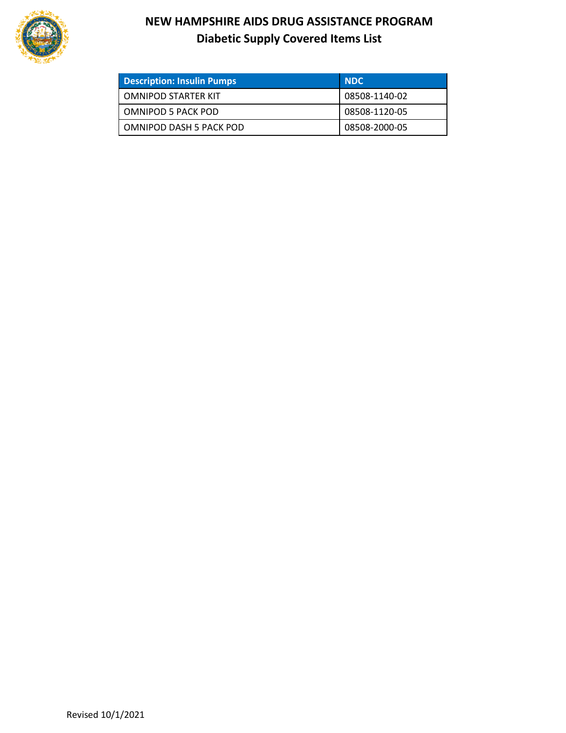# NEW HAMPSHIRE AIDS DRUG ASSISTANCE PROGRAM
## Diabetic Supply Covered Items List

| Description: Insulin Pumps | NDC |
|---|---|
| OMNIPOD STARTER KIT | 08508-1140-02 |
| OMNIPOD 5 PACK POD | 08508-1120-05 |
| OMNIPOD DASH 5 PACK POD | 08508-2000-05 |

Revised 10/1/2021